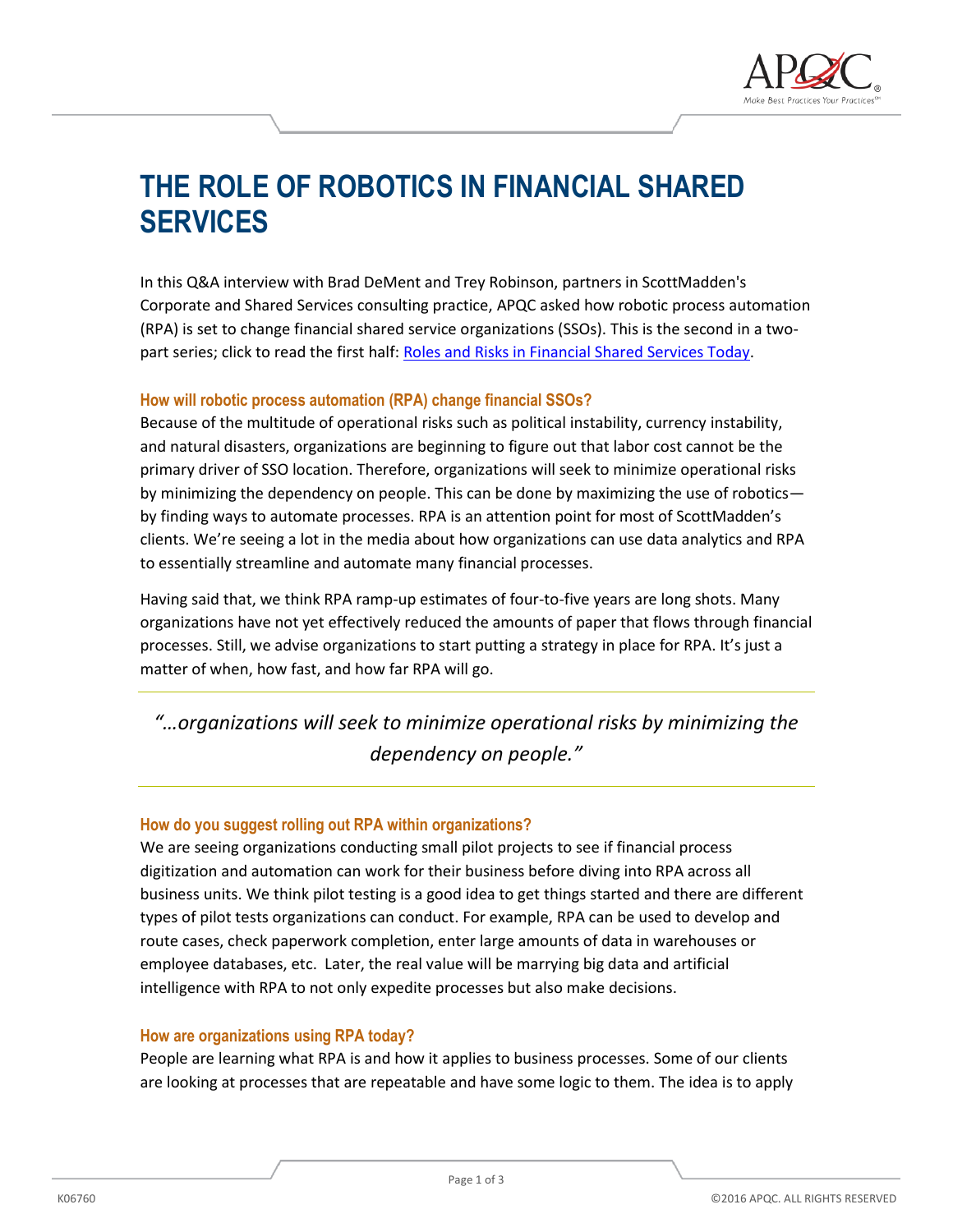# THE ROLE OF ROBOTICS IN FINANCIAL SHARED SERVICES

In this Q&A interview with Brad DeMent and Trey Robinson, partners in ScottMadden's Corporate and Shared Services consulting practice, APQC asked how robotic process automation (RPA) is set to change financial shared service organizations (SSOs). This is the second in a two-part series; click to read the first half: [Roles and Risks in Financial Shared Services Today](#).

### How will robotic process automation (RPA) change financial SSOs?

Because of the multitude of operational risks such as political instability, currency instability, and natural disasters, organizations are beginning to figure out that labor cost cannot be the primary driver of SSO location. Therefore, organizations will seek to minimize operational risks by minimizing the dependency on people. This can be done by maximizing the use of robotics—by finding ways to automate processes. RPA is an attention point for most of ScottMadden's clients. We're seeing a lot in the media about how organizations can use data analytics and RPA to essentially streamline and automate many financial processes.

Having said that, we think RPA ramp-up estimates of four-to-five years are long shots. Many organizations have not yet effectively reduced the amounts of paper that flows through financial processes. Still, we advise organizations to start putting a strategy in place for RPA. It's just a matter of when, how fast, and how far RPA will go.

> *"…organizations will seek to minimize operational risks by minimizing the dependency on people."*

### How do you suggest rolling out RPA within organizations?

We are seeing organizations conducting small pilot projects to see if financial process digitization and automation can work for their business before diving into RPA across all business units. We think pilot testing is a good idea to get things started and there are different types of pilot tests organizations can conduct. For example, RPA can be used to develop and route cases, check paperwork completion, enter large amounts of data in warehouses or employee databases, etc. Later, the real value will be marrying big data and artificial intelligence with RPA to not only expedite processes but also make decisions.

### How are organizations using RPA today?

People are learning what RPA is and how it applies to business processes. Some of our clients are looking at processes that are repeatable and have some logic to them. The idea is to apply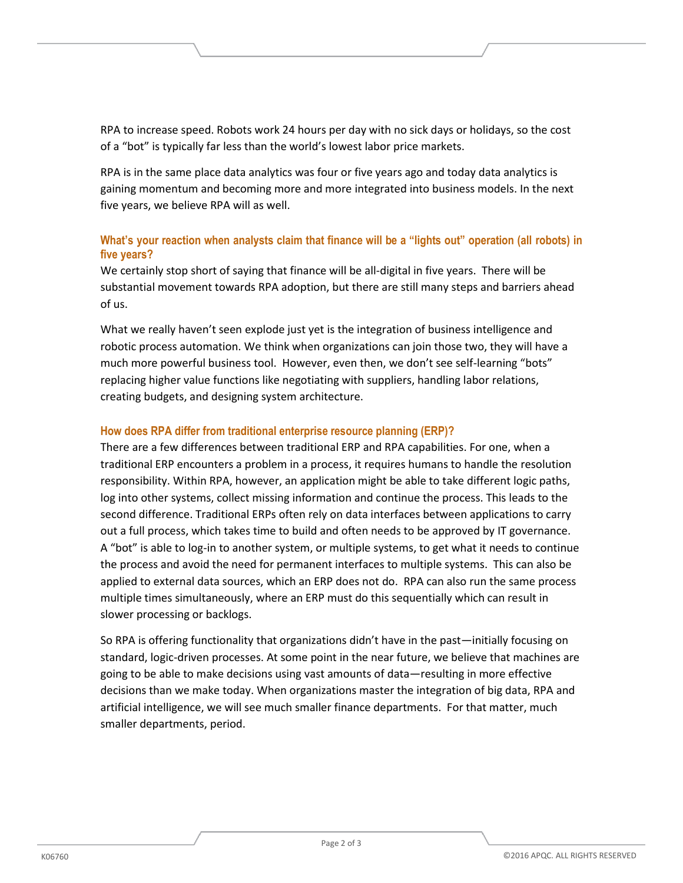RPA to increase speed. Robots work 24 hours per day with no sick days or holidays, so the cost of a “bot” is typically far less than the world’s lowest labor price markets.

RPA is in the same place data analytics was four or five years ago and today data analytics is gaining momentum and becoming more and more integrated into business models. In the next five years, we believe RPA will as well.

### What’s your reaction when analysts claim that finance will be a “lights out” operation (all robots) in five years?

We certainly stop short of saying that finance will be all-digital in five years. There will be substantial movement towards RPA adoption, but there are still many steps and barriers ahead of us.

What we really haven’t seen explode just yet is the integration of business intelligence and robotic process automation. We think when organizations can join those two, they will have a much more powerful business tool. However, even then, we don’t see self-learning “bots” replacing higher value functions like negotiating with suppliers, handling labor relations, creating budgets, and designing system architecture.

### How does RPA differ from traditional enterprise resource planning (ERP)?

There are a few differences between traditional ERP and RPA capabilities. For one, when a traditional ERP encounters a problem in a process, it requires humans to handle the resolution responsibility. Within RPA, however, an application might be able to take different logic paths, log into other systems, collect missing information and continue the process. This leads to the second difference. Traditional ERPs often rely on data interfaces between applications to carry out a full process, which takes time to build and often needs to be approved by IT governance. A “bot” is able to log-in to another system, or multiple systems, to get what it needs to continue the process and avoid the need for permanent interfaces to multiple systems. This can also be applied to external data sources, which an ERP does not do. RPA can also run the same process multiple times simultaneously, where an ERP must do this sequentially which can result in slower processing or backlogs.

So RPA is offering functionality that organizations didn’t have in the past—initially focusing on standard, logic-driven processes. At some point in the near future, we believe that machines are going to be able to make decisions using vast amounts of data—resulting in more effective decisions than we make today. When organizations master the integration of big data, RPA and artificial intelligence, we will see much smaller finance departments. For that matter, much smaller departments, period.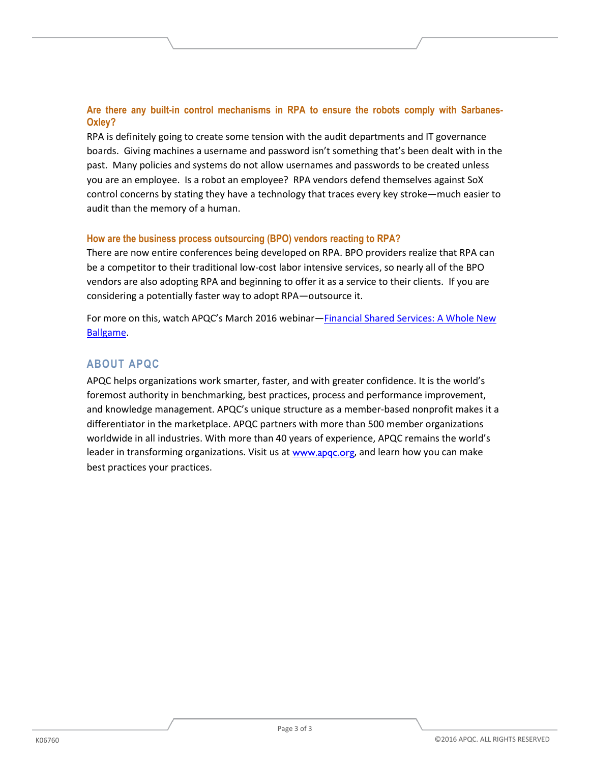### Are there any built-in control mechanisms in RPA to ensure the robots comply with Sarbanes-Oxley?

RPA is definitely going to create some tension with the audit departments and IT governance boards. Giving machines a username and password isn't something that's been dealt with in the past. Many policies and systems do not allow usernames and passwords to be created unless you are an employee. Is a robot an employee? RPA vendors defend themselves against SoX control concerns by stating they have a technology that traces every key stroke—much easier to audit than the memory of a human.

### How are the business process outsourcing (BPO) vendors reacting to RPA?

There are now entire conferences being developed on RPA. BPO providers realize that RPA can be a competitor to their traditional low-cost labor intensive services, so nearly all of the BPO vendors are also adopting RPA and beginning to offer it as a service to their clients. If you are considering a potentially faster way to adopt RPA—outsource it.

For more on this, watch APQC's March 2016 webinar—Financial Shared Services: A Whole New Ballgame.

## ABOUT APQC

APQC helps organizations work smarter, faster, and with greater confidence. It is the world's foremost authority in benchmarking, best practices, process and performance improvement, and knowledge management. APQC's unique structure as a member-based nonprofit makes it a differentiator in the marketplace. APQC partners with more than 500 member organizations worldwide in all industries. With more than 40 years of experience, APQC remains the world's leader in transforming organizations. Visit us at www.apqc.org, and learn how you can make best practices your practices.